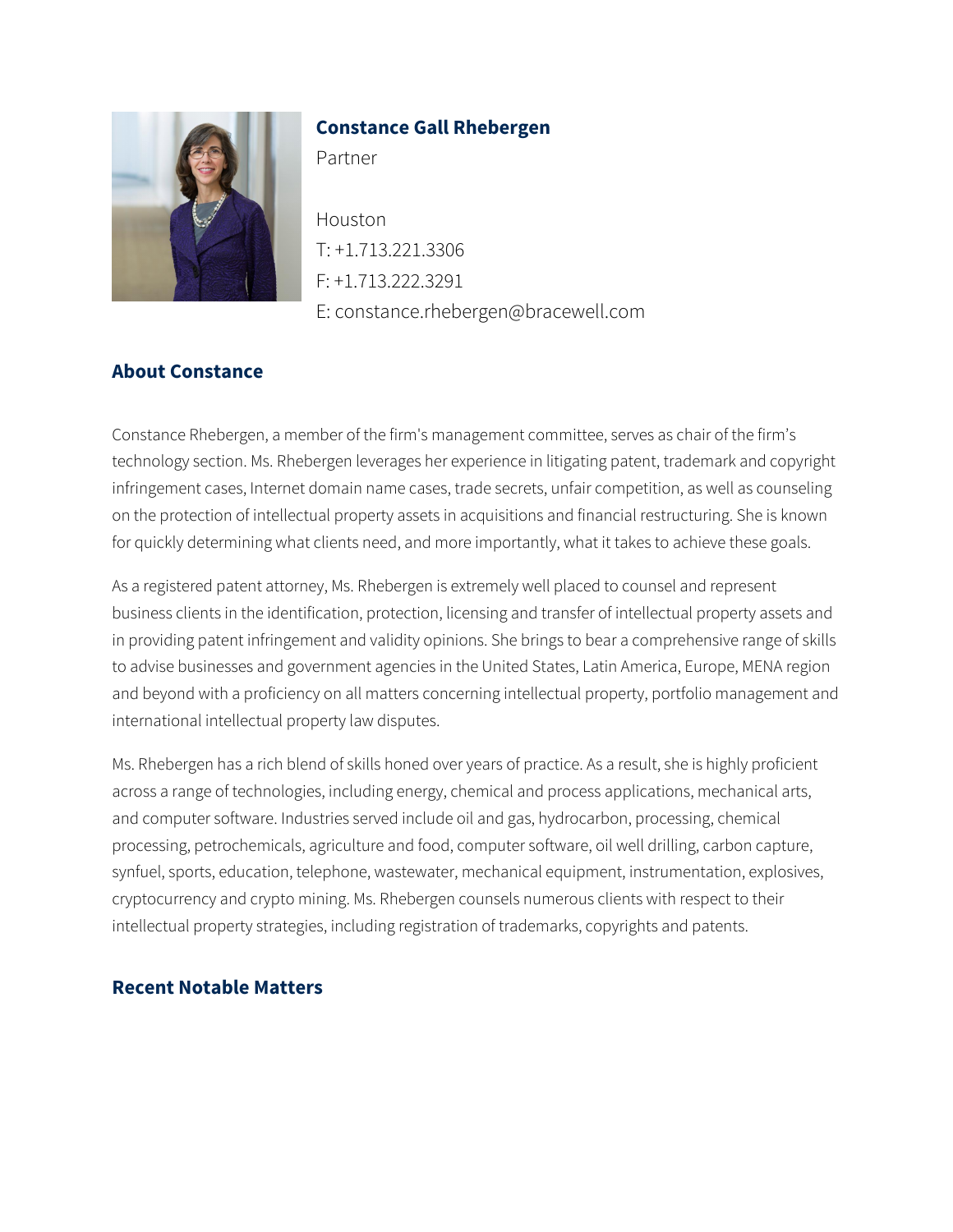## Constance Gall Rhebergen

Partner

Houston
T: +1.713.221.3306
F: +1.713.222.3291
E: constance.rhebergen@bracewell.com

## About Constance

Constance Rhebergen, a member of the firm's management committee, serves as chair of the firm's technology section. Ms. Rhebergen leverages her experience in litigating patent, trademark and copyright infringement cases, Internet domain name cases, trade secrets, unfair competition, as well as counseling on the protection of intellectual property assets in acquisitions and financial restructuring. She is known for quickly determining what clients need, and more importantly, what it takes to achieve these goals.

As a registered patent attorney, Ms. Rhebergen is extremely well placed to counsel and represent business clients in the identification, protection, licensing and transfer of intellectual property assets and in providing patent infringement and validity opinions. She brings to bear a comprehensive range of skills to advise businesses and government agencies in the United States, Latin America, Europe, MENA region and beyond with a proficiency on all matters concerning intellectual property, portfolio management and international intellectual property law disputes.

Ms. Rhebergen has a rich blend of skills honed over years of practice. As a result, she is highly proficient across a range of technologies, including energy, chemical and process applications, mechanical arts, and computer software. Industries served include oil and gas, hydrocarbon, processing, chemical processing, petrochemicals, agriculture and food, computer software, oil well drilling, carbon capture, synfuel, sports, education, telephone, wastewater, mechanical equipment, instrumentation, explosives, cryptocurrency and crypto mining. Ms. Rhebergen counsels numerous clients with respect to their intellectual property strategies, including registration of trademarks, copyrights and patents.

## Recent Notable Matters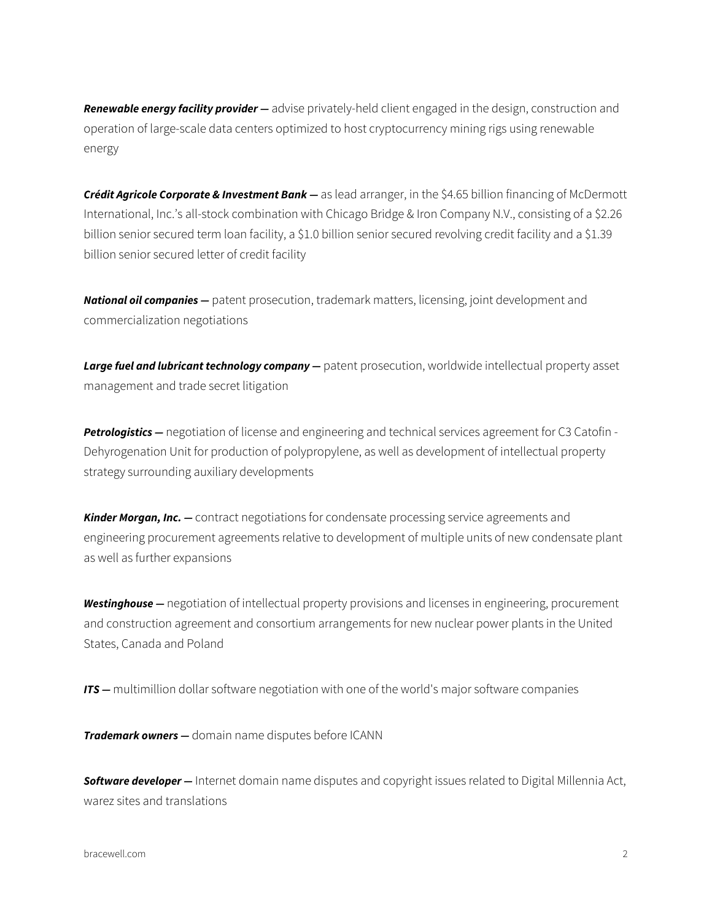***Renewable energy facility provider —*** advise privately-held client engaged in the design, construction and operation of large-scale data centers optimized to host cryptocurrency mining rigs using renewable energy

***Crédit Agricole Corporate & Investment Bank —*** as lead arranger, in the $4.65 billion financing of McDermott International, Inc.'s all-stock combination with Chicago Bridge & Iron Company N.V., consisting of a $2.26 billion senior secured term loan facility, a $1.0 billion senior secured revolving credit facility and a $1.39 billion senior secured letter of credit facility

***National oil companies —*** patent prosecution, trademark matters, licensing, joint development and commercialization negotiations

***Large fuel and lubricant technology company —*** patent prosecution, worldwide intellectual property asset management and trade secret litigation

***Petrologistics —*** negotiation of license and engineering and technical services agreement for C3 Catofin - Dehyrogenation Unit for production of polypropylene, as well as development of intellectual property strategy surrounding auxiliary developments

***Kinder Morgan, Inc. —*** contract negotiations for condensate processing service agreements and engineering procurement agreements relative to development of multiple units of new condensate plant as well as further expansions

***Westinghouse —*** negotiation of intellectual property provisions and licenses in engineering, procurement and construction agreement and consortium arrangements for new nuclear power plants in the United States, Canada and Poland

***ITS —*** multimillion dollar software negotiation with one of the world's major software companies

***Trademark owners —*** domain name disputes before ICANN

***Software developer —*** Internet domain name disputes and copyright issues related to Digital Millennia Act, warez sites and translations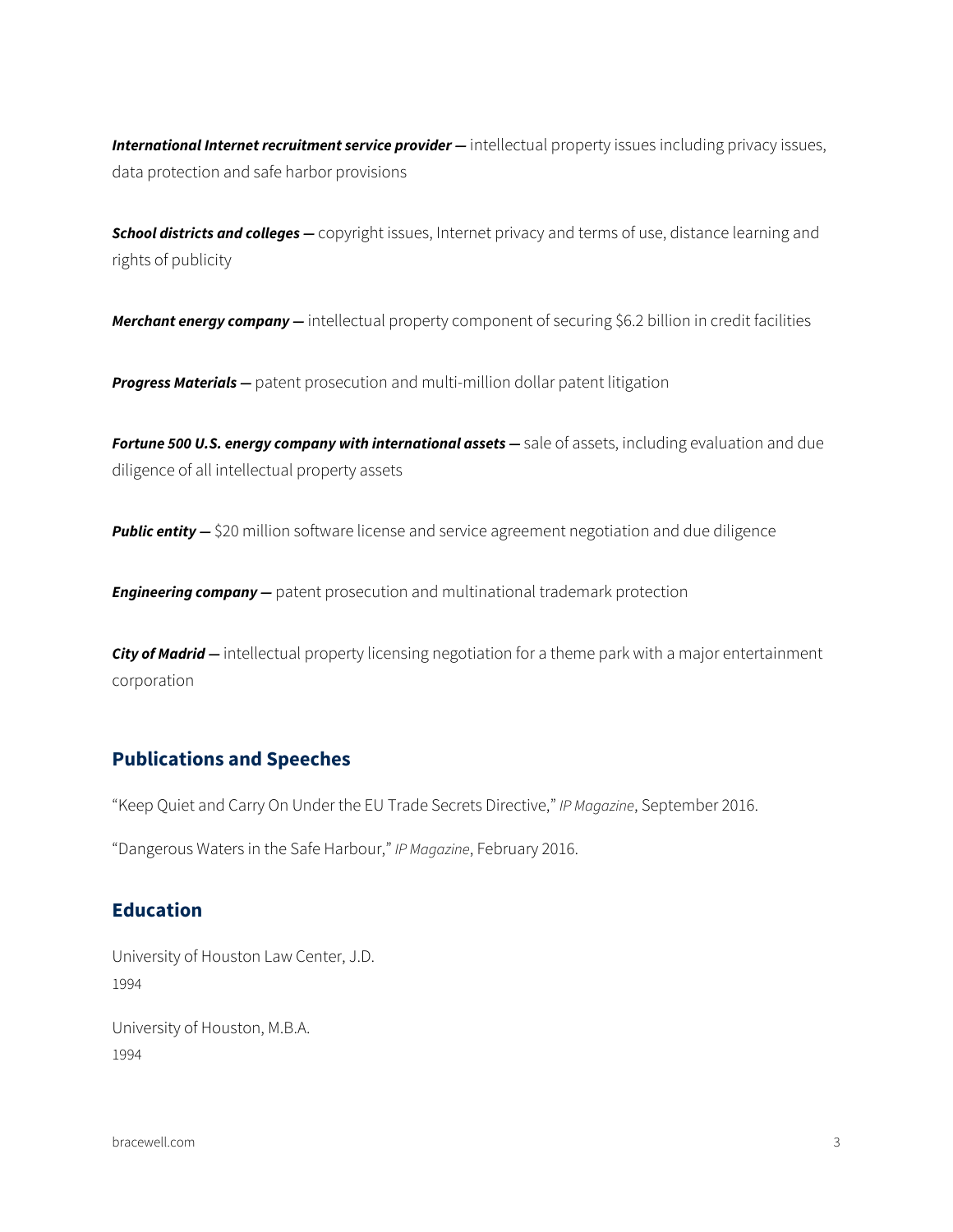***International Internet recruitment service provider —*** intellectual property issues including privacy issues, data protection and safe harbor provisions

***School districts and colleges —*** copyright issues, Internet privacy and terms of use, distance learning and rights of publicity

***Merchant energy company —*** intellectual property component of securing $6.2 billion in credit facilities

***Progress Materials —*** patent prosecution and multi-million dollar patent litigation

***Fortune 500 U.S. energy company with international assets —*** sale of assets, including evaluation and due diligence of all intellectual property assets

***Public entity —*** $20 million software license and service agreement negotiation and due diligence

***Engineering company —*** patent prosecution and multinational trademark protection

***City of Madrid —*** intellectual property licensing negotiation for a theme park with a major entertainment corporation

## Publications and Speeches

"Keep Quiet and Carry On Under the EU Trade Secrets Directive," *IP Magazine*, September 2016.

"Dangerous Waters in the Safe Harbour," *IP Magazine*, February 2016.

## Education

University of Houston Law Center, J.D.
1994

University of Houston, M.B.A.
1994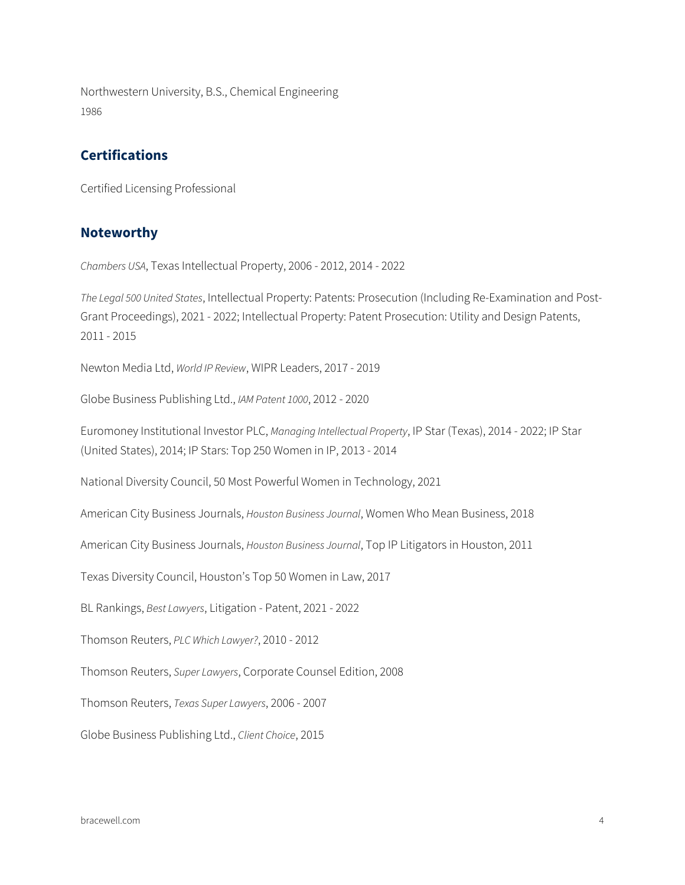Northwestern University, B.S., Chemical Engineering
1986

## Certifications

Certified Licensing Professional

## Noteworthy

*Chambers USA*, Texas Intellectual Property, 2006 - 2012, 2014 - 2022

*The Legal 500 United States*, Intellectual Property: Patents: Prosecution (Including Re-Examination and Post-Grant Proceedings), 2021 - 2022; Intellectual Property: Patent Prosecution: Utility and Design Patents, 2011 - 2015

Newton Media Ltd, *World IP Review*, WIPR Leaders, 2017 - 2019

Globe Business Publishing Ltd., *IAM Patent 1000*, 2012 - 2020

Euromoney Institutional Investor PLC, *Managing Intellectual Property*, IP Star (Texas), 2014 - 2022; IP Star (United States), 2014; IP Stars: Top 250 Women in IP, 2013 - 2014

National Diversity Council, 50 Most Powerful Women in Technology, 2021

American City Business Journals, *Houston Business Journal*, Women Who Mean Business, 2018

American City Business Journals, *Houston Business Journal*, Top IP Litigators in Houston, 2011

Texas Diversity Council, Houston's Top 50 Women in Law, 2017

BL Rankings, *Best Lawyers*, Litigation - Patent, 2021 - 2022

Thomson Reuters, *PLC Which Lawyer?*, 2010 - 2012

Thomson Reuters, *Super Lawyers*, Corporate Counsel Edition, 2008

Thomson Reuters, *Texas Super Lawyers*, 2006 - 2007

Globe Business Publishing Ltd., *Client Choice*, 2015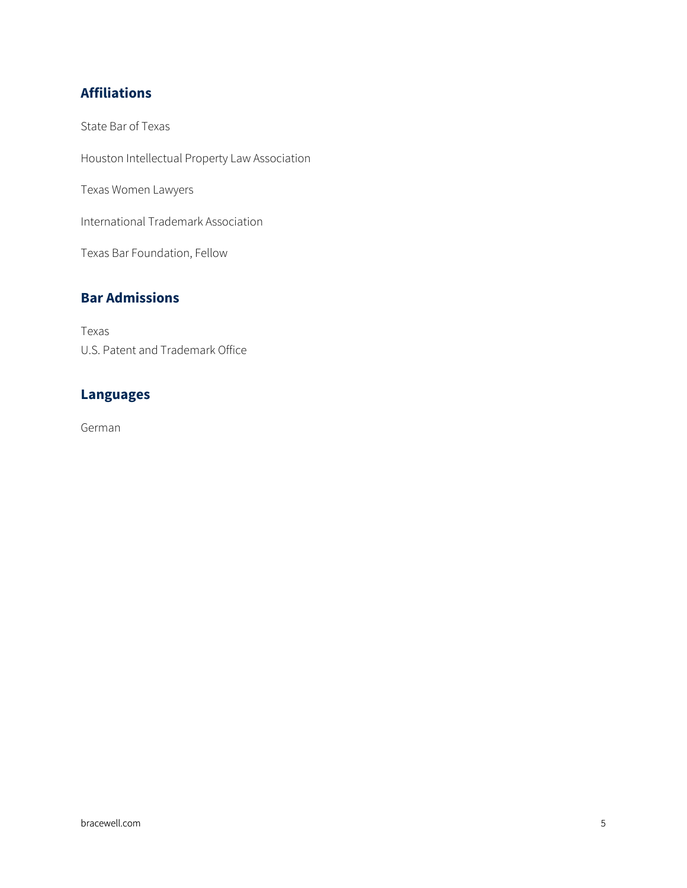## Affiliations

State Bar of Texas

Houston Intellectual Property Law Association

Texas Women Lawyers

International Trademark Association

Texas Bar Foundation, Fellow

## Bar Admissions

Texas
U.S. Patent and Trademark Office

## Languages

German